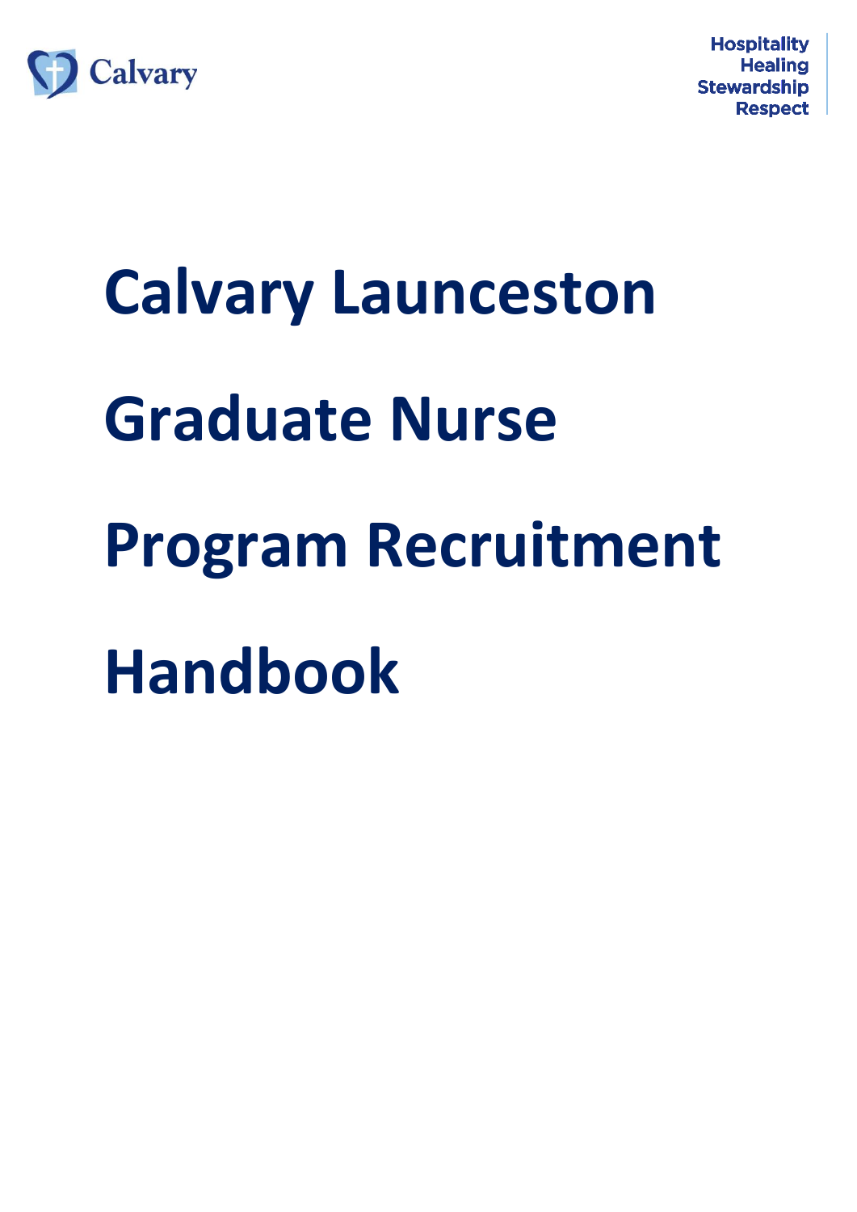Calvary

Hospitality
Healing
Stewardship
Respect

# Calvary Launceston Graduate Nurse Program Recruitment Handbook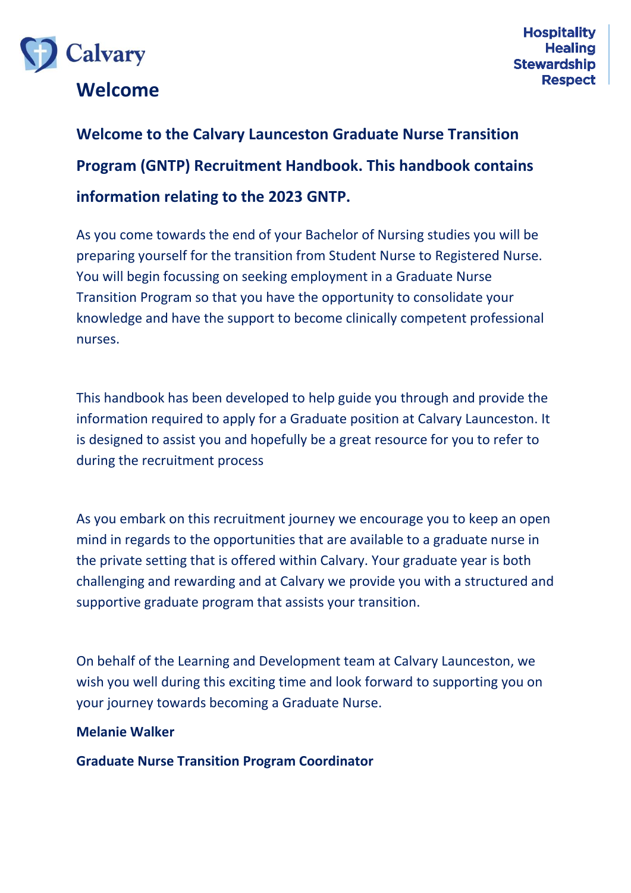# Welcome

**Welcome to the Calvary Launceston Graduate Nurse Transition Program (GNTP) Recruitment Handbook. This handbook contains information relating to the 2023 GNTP.**

As you come towards the end of your Bachelor of Nursing studies you will be preparing yourself for the transition from Student Nurse to Registered Nurse. You will begin focussing on seeking employment in a Graduate Nurse Transition Program so that you have the opportunity to consolidate your knowledge and have the support to become clinically competent professional nurses.

This handbook has been developed to help guide you through and provide the information required to apply for a Graduate position at Calvary Launceston. It is designed to assist you and hopefully be a great resource for you to refer to during the recruitment process

As you embark on this recruitment journey we encourage you to keep an open mind in regards to the opportunities that are available to a graduate nurse in the private setting that is offered within Calvary. Your graduate year is both challenging and rewarding and at Calvary we provide you with a structured and supportive graduate program that assists your transition.

On behalf of the Learning and Development team at Calvary Launceston, we wish you well during this exciting time and look forward to supporting you on your journey towards becoming a Graduate Nurse.

**Melanie Walker**

**Graduate Nurse Transition Program Coordinator**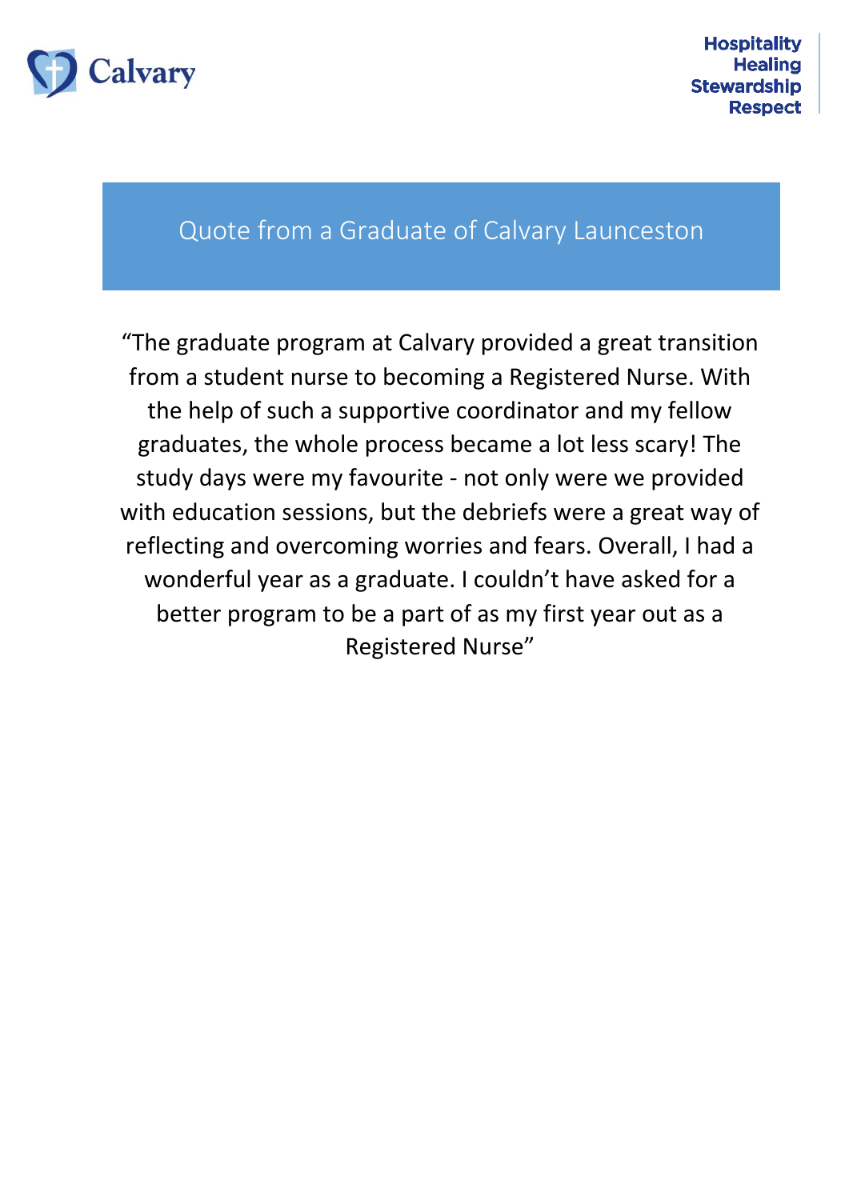# Quote from a Graduate of Calvary Launceston

"The graduate program at Calvary provided a great transition from a student nurse to becoming a Registered Nurse. With the help of such a supportive coordinator and my fellow graduates, the whole process became a lot less scary! The study days were my favourite - not only were we provided with education sessions, but the debriefs were a great way of reflecting and overcoming worries and fears. Overall, I had a wonderful year as a graduate. I couldn't have asked for a better program to be a part of as my first year out as a Registered Nurse"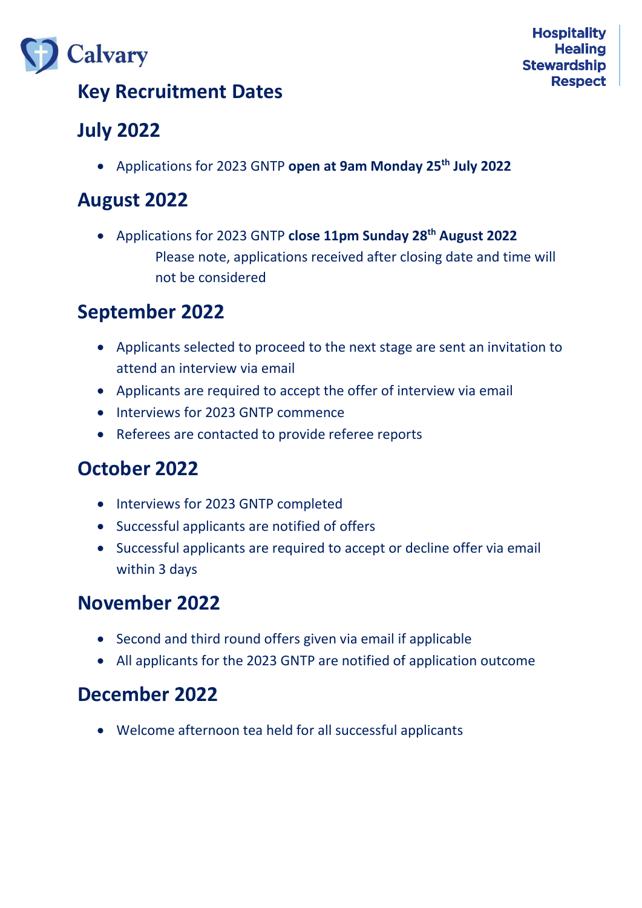# Key Recruitment Dates

## July 2022

- Applications for 2023 GNTP **open at 9am Monday 25th July 2022**

## August 2022

- Applications for 2023 GNTP **close 11pm Sunday 28th August 2022**

  Please note, applications received after closing date and time will not be considered

## September 2022

- Applicants selected to proceed to the next stage are sent an invitation to attend an interview via email
- Applicants are required to accept the offer of interview via email
- Interviews for 2023 GNTP commence
- Referees are contacted to provide referee reports

## October 2022

- Interviews for 2023 GNTP completed
- Successful applicants are notified of offers
- Successful applicants are required to accept or decline offer via email within 3 days

## November 2022

- Second and third round offers given via email if applicable
- All applicants for the 2023 GNTP are notified of application outcome

## December 2022

- Welcome afternoon tea held for all successful applicants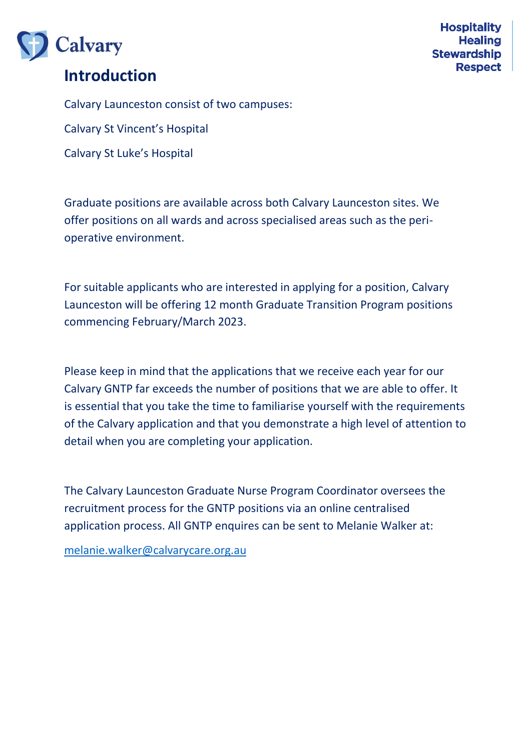# Introduction

Calvary Launceston consist of two campuses:

Calvary St Vincent's Hospital

Calvary St Luke's Hospital

Graduate positions are available across both Calvary Launceston sites. We offer positions on all wards and across specialised areas such as the peri-operative environment.

For suitable applicants who are interested in applying for a position, Calvary Launceston will be offering 12 month Graduate Transition Program positions commencing February/March 2023.

Please keep in mind that the applications that we receive each year for our Calvary GNTP far exceeds the number of positions that we are able to offer. It is essential that you take the time to familiarise yourself with the requirements of the Calvary application and that you demonstrate a high level of attention to detail when you are completing your application.

The Calvary Launceston Graduate Nurse Program Coordinator oversees the recruitment process for the GNTP positions via an online centralised application process. All GNTP enquires can be sent to Melanie Walker at:

melanie.walker@calvarycare.org.au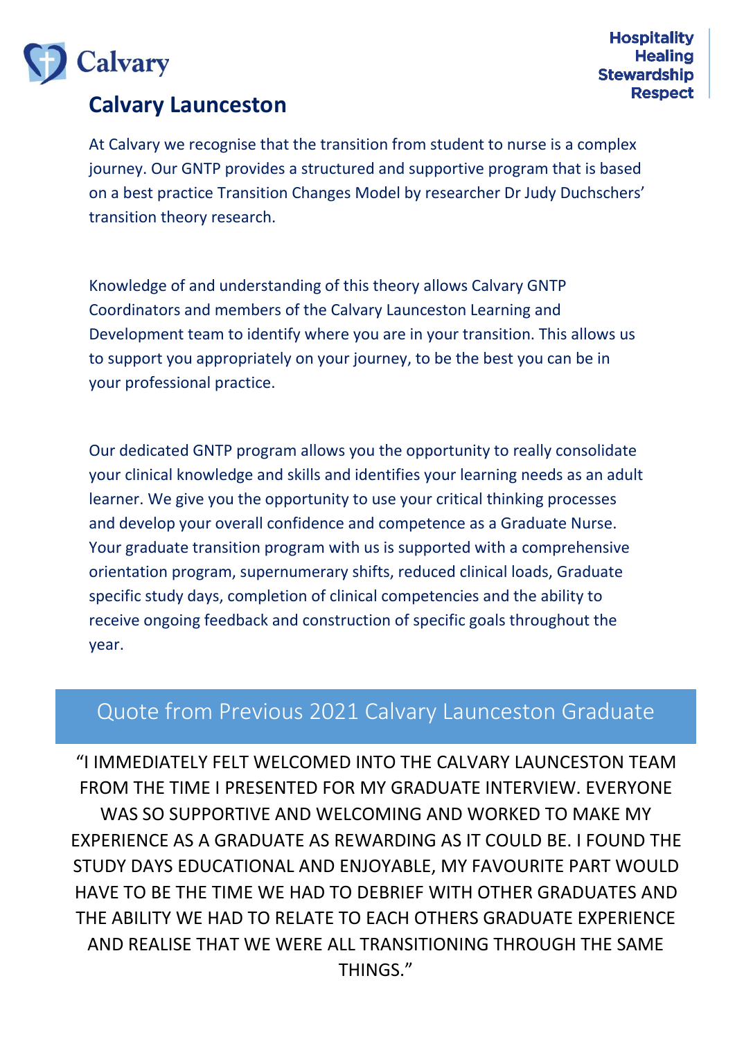# Calvary Launceston

At Calvary we recognise that the transition from student to nurse is a complex journey. Our GNTP provides a structured and supportive program that is based on a best practice Transition Changes Model by researcher Dr Judy Duchschers' transition theory research.

Knowledge of and understanding of this theory allows Calvary GNTP Coordinators and members of the Calvary Launceston Learning and Development team to identify where you are in your transition. This allows us to support you appropriately on your journey, to be the best you can be in your professional practice.

Our dedicated GNTP program allows you the opportunity to really consolidate your clinical knowledge and skills and identifies your learning needs as an adult learner. We give you the opportunity to use your critical thinking processes and develop your overall confidence and competence as a Graduate Nurse. Your graduate transition program with us is supported with a comprehensive orientation program, supernumerary shifts, reduced clinical loads, Graduate specific study days, completion of clinical competencies and the ability to receive ongoing feedback and construction of specific goals throughout the year.

## Quote from Previous 2021 Calvary Launceston Graduate

"I IMMEDIATELY FELT WELCOMED INTO THE CALVARY LAUNCESTON TEAM FROM THE TIME I PRESENTED FOR MY GRADUATE INTERVIEW. EVERYONE WAS SO SUPPORTIVE AND WELCOMING AND WORKED TO MAKE MY EXPERIENCE AS A GRADUATE AS REWARDING AS IT COULD BE. I FOUND THE STUDY DAYS EDUCATIONAL AND ENJOYABLE, MY FAVOURITE PART WOULD HAVE TO BE THE TIME WE HAD TO DEBRIEF WITH OTHER GRADUATES AND THE ABILITY WE HAD TO RELATE TO EACH OTHERS GRADUATE EXPERIENCE AND REALISE THAT WE WERE ALL TRANSITIONING THROUGH THE SAME THINGS."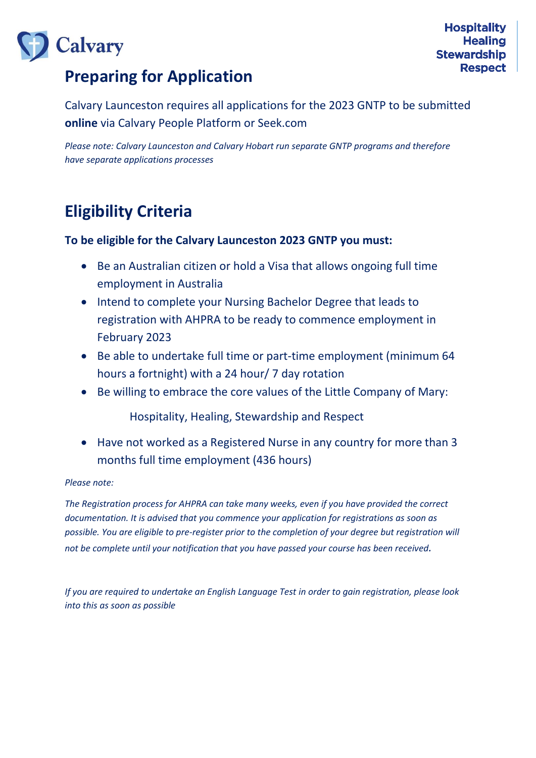## Preparing for Application

Calvary Launceston requires all applications for the 2023 GNTP to be submitted **online** via Calvary People Platform or Seek.com

*Please note: Calvary Launceston and Calvary Hobart run separate GNTP programs and therefore have separate applications processes*

## Eligibility Criteria

**To be eligible for the Calvary Launceston 2023 GNTP you must:**

- Be an Australian citizen or hold a Visa that allows ongoing full time employment in Australia
- Intend to complete your Nursing Bachelor Degree that leads to registration with AHPRA to be ready to commence employment in February 2023
- Be able to undertake full time or part-time employment (minimum 64 hours a fortnight) with a 24 hour/ 7 day rotation
- Be willing to embrace the core values of the Little Company of Mary:

  Hospitality, Healing, Stewardship and Respect

- Have not worked as a Registered Nurse in any country for more than 3 months full time employment (436 hours)

*Please note:*

*The Registration process for AHPRA can take many weeks, even if you have provided the correct documentation. It is advised that you commence your application for registrations as soon as possible. You are eligible to pre-register prior to the completion of your degree but registration will not be complete until your notification that you have passed your course has been received.*

*If you are required to undertake an English Language Test in order to gain registration, please look into this as soon as possible*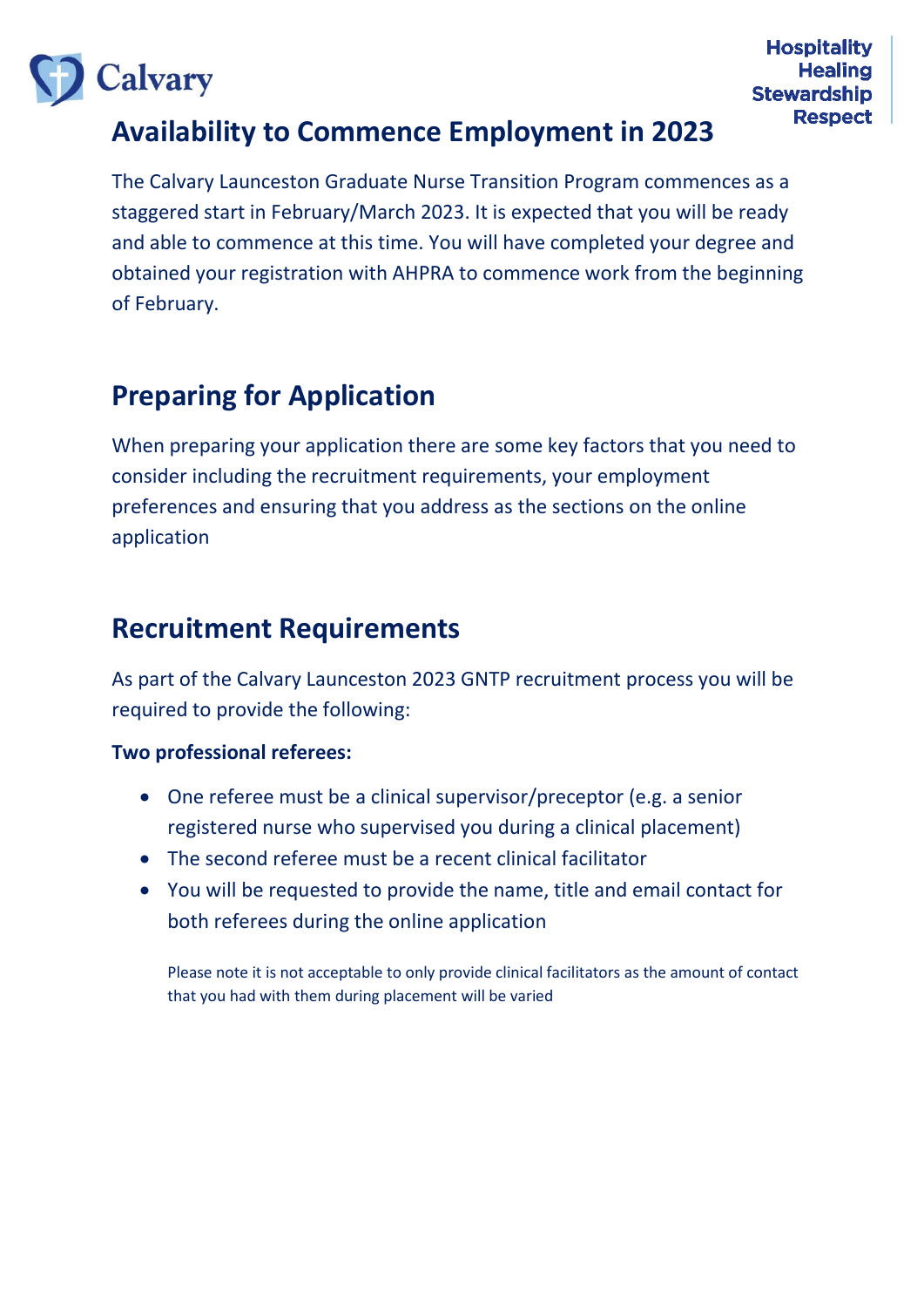## Availability to Commence Employment in 2023

The Calvary Launceston Graduate Nurse Transition Program commences as a staggered start in February/March 2023. It is expected that you will be ready and able to commence at this time. You will have completed your degree and obtained your registration with AHPRA to commence work from the beginning of February.

## Preparing for Application

When preparing your application there are some key factors that you need to consider including the recruitment requirements, your employment preferences and ensuring that you address as the sections on the online application

## Recruitment Requirements

As part of the Calvary Launceston 2023 GNTP recruitment process you will be required to provide the following:

**Two professional referees:**

- One referee must be a clinical supervisor/preceptor (e.g. a senior registered nurse who supervised you during a clinical placement)
- The second referee must be a recent clinical facilitator
- You will be requested to provide the name, title and email contact for both referees during the online application

Please note it is not acceptable to only provide clinical facilitators as the amount of contact that you had with them during placement will be varied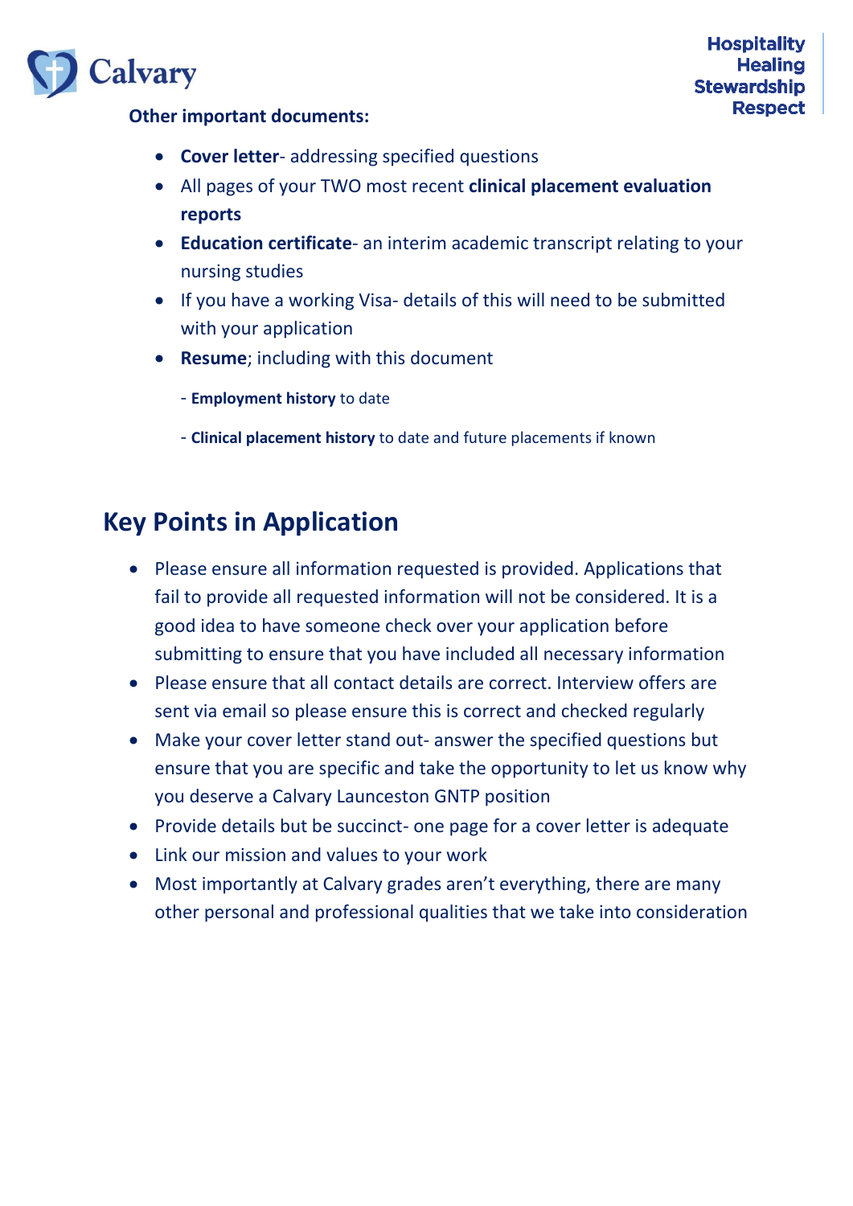**Other important documents:**

- **Cover letter**- addressing specified questions
- All pages of your TWO most recent **clinical placement evaluation reports**
- **Education certificate**- an interim academic transcript relating to your nursing studies
- If you have a working Visa- details of this will need to be submitted with your application
- **Resume**; including with this document
  - **Employment history** to date
  - **Clinical placement history** to date and future placements if known

## Key Points in Application

- Please ensure all information requested is provided. Applications that fail to provide all requested information will not be considered. It is a good idea to have someone check over your application before submitting to ensure that you have included all necessary information
- Please ensure that all contact details are correct. Interview offers are sent via email so please ensure this is correct and checked regularly
- Make your cover letter stand out- answer the specified questions but ensure that you are specific and take the opportunity to let us know why you deserve a Calvary Launceston GNTP position
- Provide details but be succinct- one page for a cover letter is adequate
- Link our mission and values to your work
- Most importantly at Calvary grades aren't everything, there are many other personal and professional qualities that we take into consideration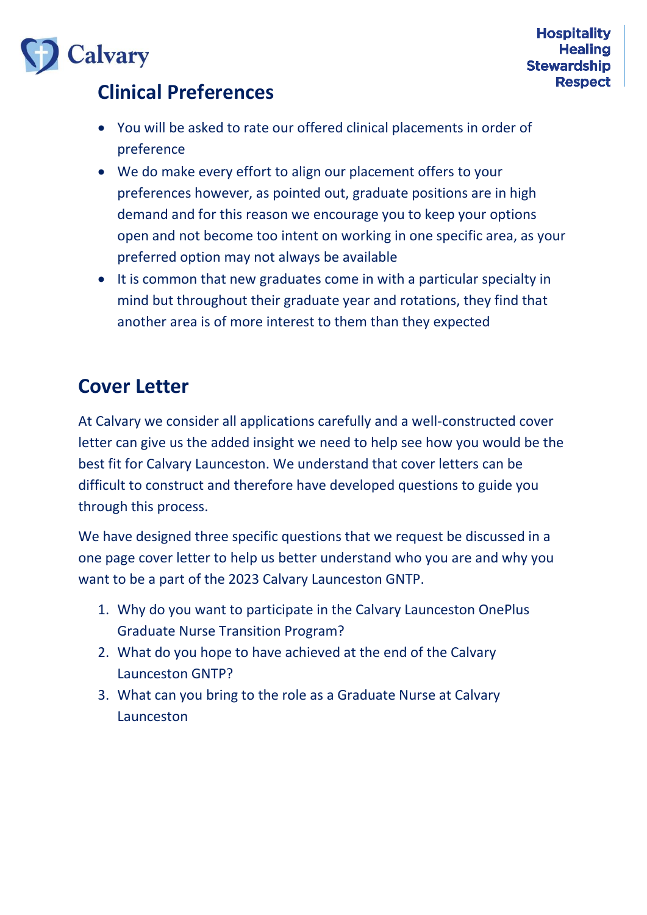## Clinical Preferences

- You will be asked to rate our offered clinical placements in order of preference
- We do make every effort to align our placement offers to your preferences however, as pointed out, graduate positions are in high demand and for this reason we encourage you to keep your options open and not become too intent on working in one specific area, as your preferred option may not always be available
- It is common that new graduates come in with a particular specialty in mind but throughout their graduate year and rotations, they find that another area is of more interest to them than they expected

## Cover Letter

At Calvary we consider all applications carefully and a well-constructed cover letter can give us the added insight we need to help see how you would be the best fit for Calvary Launceston. We understand that cover letters can be difficult to construct and therefore have developed questions to guide you through this process.

We have designed three specific questions that we request be discussed in a one page cover letter to help us better understand who you are and why you want to be a part of the 2023 Calvary Launceston GNTP.

1. Why do you want to participate in the Calvary Launceston OnePlus Graduate Nurse Transition Program?
2. What do you hope to have achieved at the end of the Calvary Launceston GNTP?
3. What can you bring to the role as a Graduate Nurse at Calvary Launceston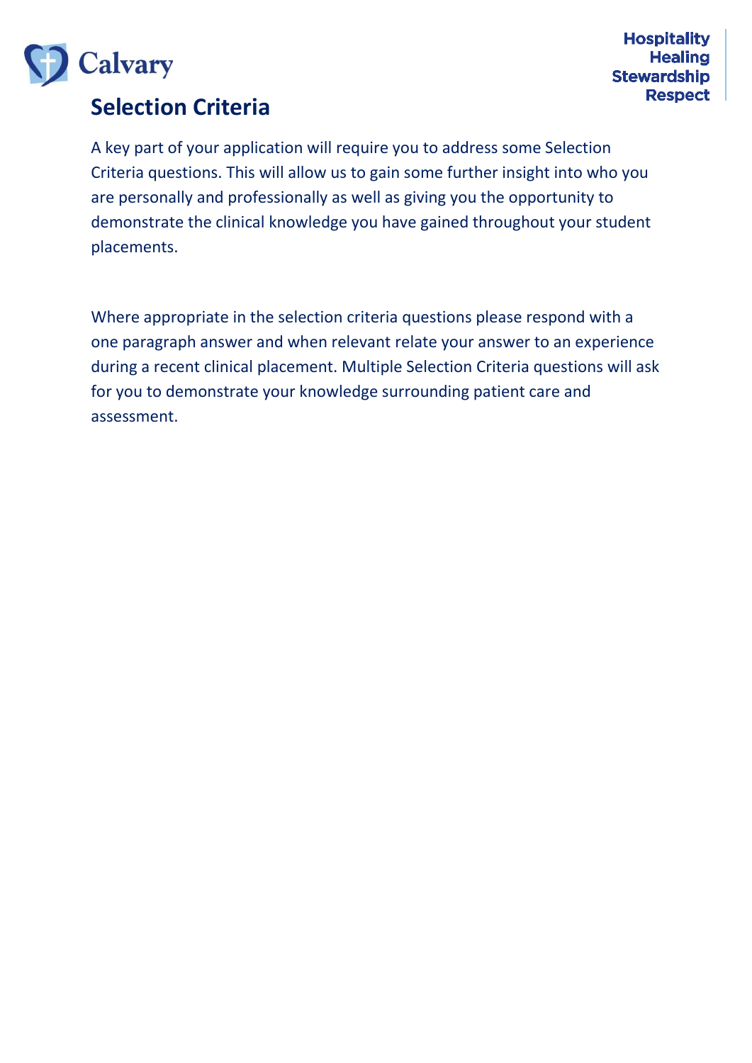## Selection Criteria

A key part of your application will require you to address some Selection Criteria questions. This will allow us to gain some further insight into who you are personally and professionally as well as giving you the opportunity to demonstrate the clinical knowledge you have gained throughout your student placements.

Where appropriate in the selection criteria questions please respond with a one paragraph answer and when relevant relate your answer to an experience during a recent clinical placement. Multiple Selection Criteria questions will ask for you to demonstrate your knowledge surrounding patient care and assessment.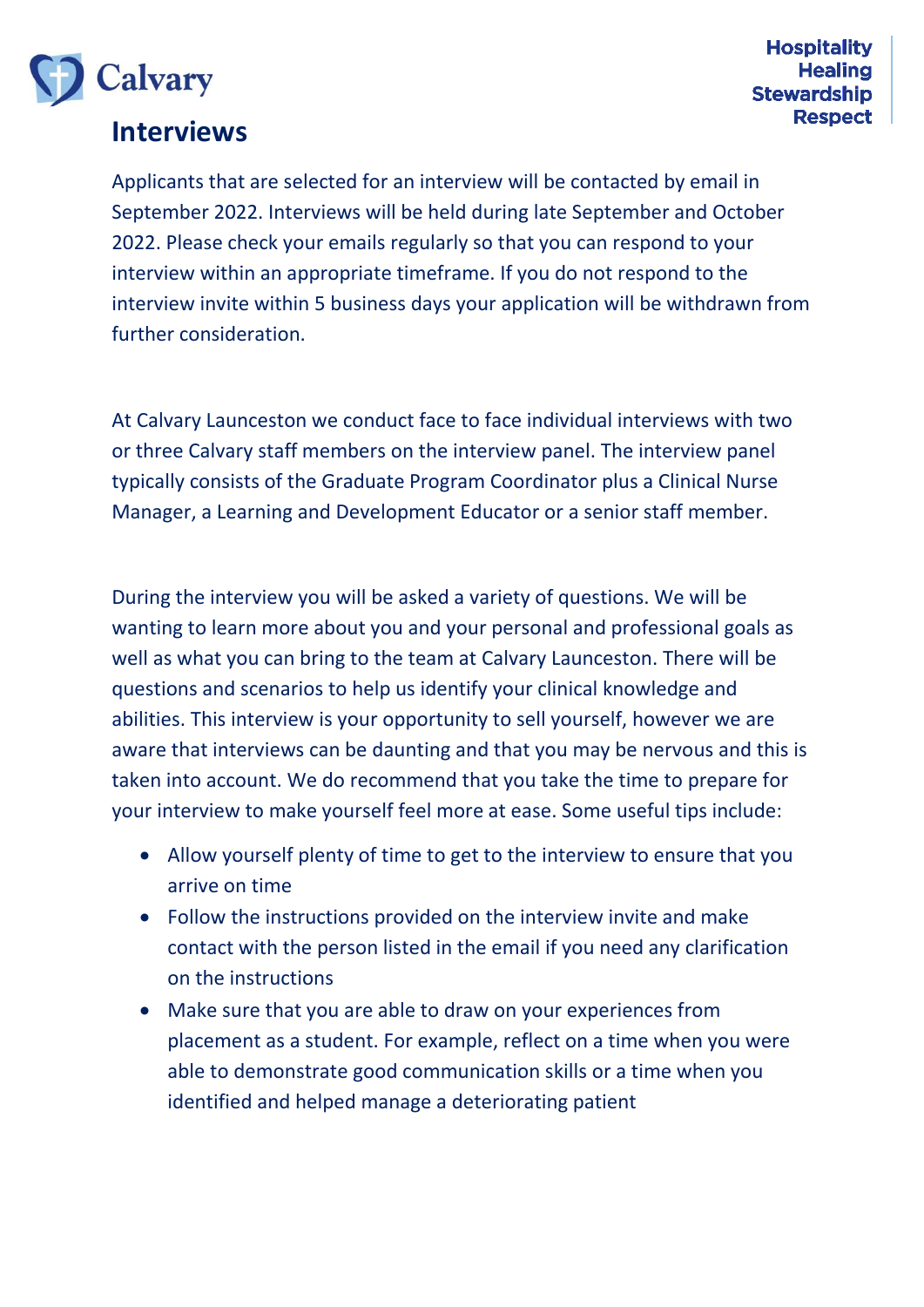# Interviews

Applicants that are selected for an interview will be contacted by email in September 2022. Interviews will be held during late September and October 2022. Please check your emails regularly so that you can respond to your interview within an appropriate timeframe. If you do not respond to the interview invite within 5 business days your application will be withdrawn from further consideration.

At Calvary Launceston we conduct face to face individual interviews with two or three Calvary staff members on the interview panel. The interview panel typically consists of the Graduate Program Coordinator plus a Clinical Nurse Manager, a Learning and Development Educator or a senior staff member.

During the interview you will be asked a variety of questions. We will be wanting to learn more about you and your personal and professional goals as well as what you can bring to the team at Calvary Launceston. There will be questions and scenarios to help us identify your clinical knowledge and abilities. This interview is your opportunity to sell yourself, however we are aware that interviews can be daunting and that you may be nervous and this is taken into account. We do recommend that you take the time to prepare for your interview to make yourself feel more at ease. Some useful tips include:

- Allow yourself plenty of time to get to the interview to ensure that you arrive on time
- Follow the instructions provided on the interview invite and make contact with the person listed in the email if you need any clarification on the instructions
- Make sure that you are able to draw on your experiences from placement as a student. For example, reflect on a time when you were able to demonstrate good communication skills or a time when you identified and helped manage a deteriorating patient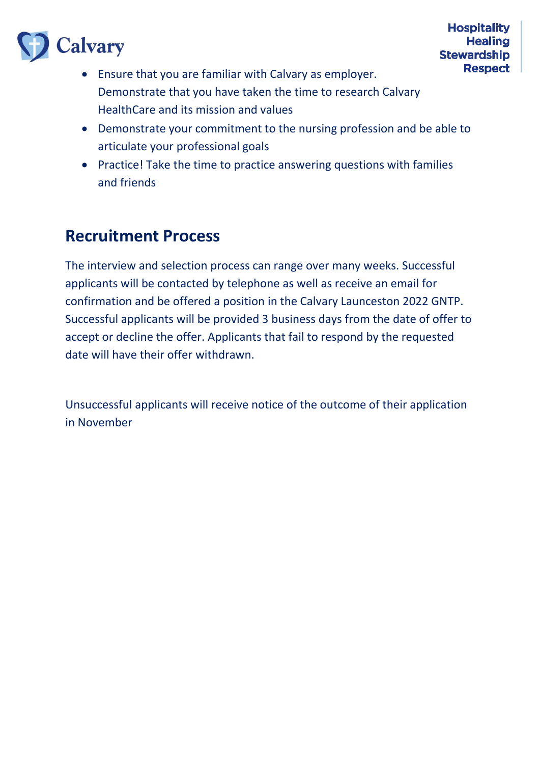- Ensure that you are familiar with Calvary as employer. Demonstrate that you have taken the time to research Calvary HealthCare and its mission and values
- Demonstrate your commitment to the nursing profession and be able to articulate your professional goals
- Practice! Take the time to practice answering questions with families and friends

## Recruitment Process

The interview and selection process can range over many weeks. Successful applicants will be contacted by telephone as well as receive an email for confirmation and be offered a position in the Calvary Launceston 2022 GNTP. Successful applicants will be provided 3 business days from the date of offer to accept or decline the offer. Applicants that fail to respond by the requested date will have their offer withdrawn.

Unsuccessful applicants will receive notice of the outcome of their application in November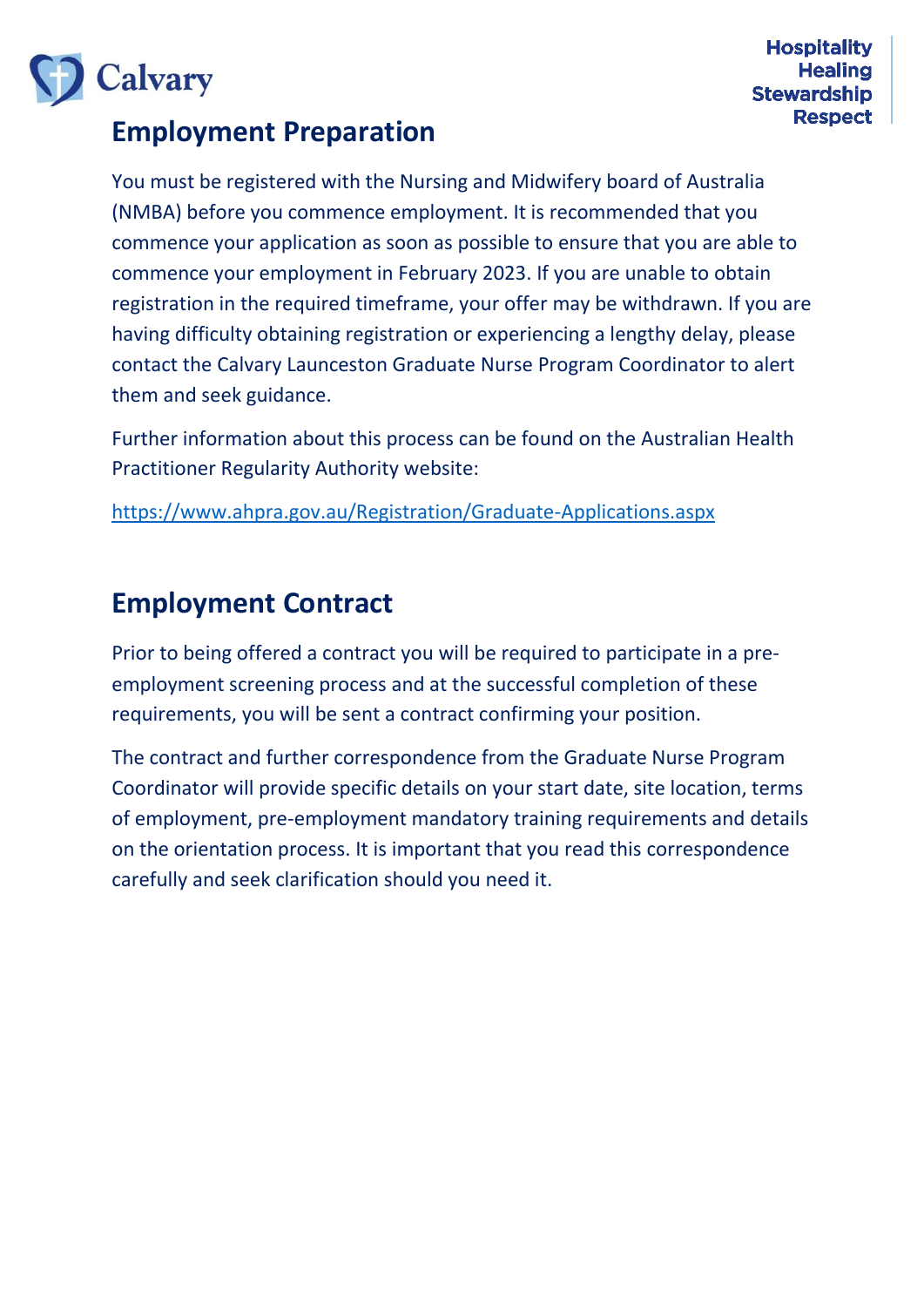## Employment Preparation

You must be registered with the Nursing and Midwifery board of Australia (NMBA) before you commence employment. It is recommended that you commence your application as soon as possible to ensure that you are able to commence your employment in February 2023. If you are unable to obtain registration in the required timeframe, your offer may be withdrawn. If you are having difficulty obtaining registration or experiencing a lengthy delay, please contact the Calvary Launceston Graduate Nurse Program Coordinator to alert them and seek guidance.

Further information about this process can be found on the Australian Health Practitioner Regularity Authority website:

https://www.ahpra.gov.au/Registration/Graduate-Applications.aspx

## Employment Contract

Prior to being offered a contract you will be required to participate in a pre-employment screening process and at the successful completion of these requirements, you will be sent a contract confirming your position.

The contract and further correspondence from the Graduate Nurse Program Coordinator will provide specific details on your start date, site location, terms of employment, pre-employment mandatory training requirements and details on the orientation process. It is important that you read this correspondence carefully and seek clarification should you need it.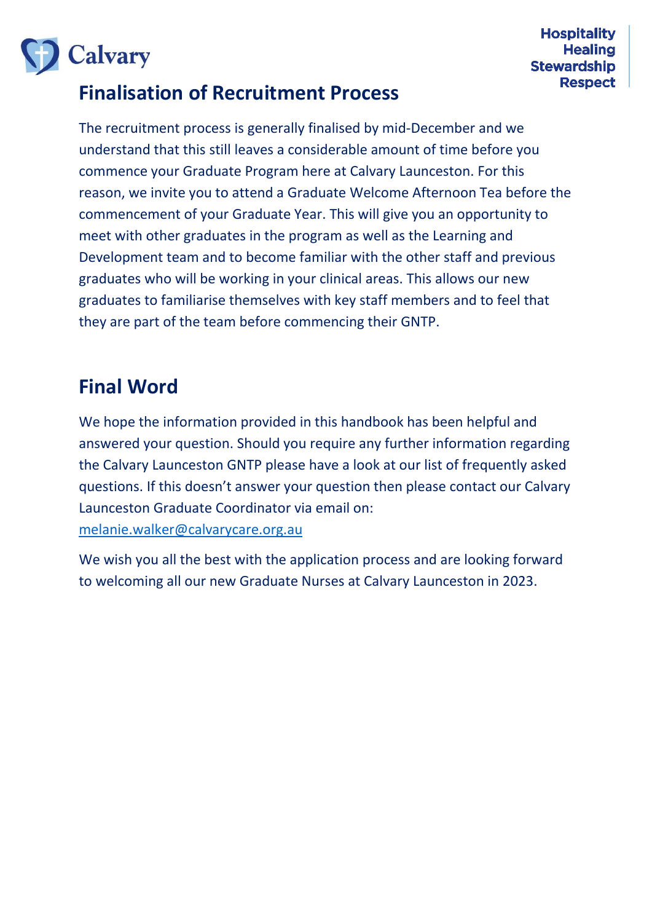## Finalisation of Recruitment Process

The recruitment process is generally finalised by mid-December and we understand that this still leaves a considerable amount of time before you commence your Graduate Program here at Calvary Launceston. For this reason, we invite you to attend a Graduate Welcome Afternoon Tea before the commencement of your Graduate Year. This will give you an opportunity to meet with other graduates in the program as well as the Learning and Development team and to become familiar with the other staff and previous graduates who will be working in your clinical areas. This allows our new graduates to familiarise themselves with key staff members and to feel that they are part of the team before commencing their GNTP.

## Final Word

We hope the information provided in this handbook has been helpful and answered your question. Should you require any further information regarding the Calvary Launceston GNTP please have a look at our list of frequently asked questions. If this doesn't answer your question then please contact our Calvary Launceston Graduate Coordinator via email on: melanie.walker@calvarycare.org.au

We wish you all the best with the application process and are looking forward to welcoming all our new Graduate Nurses at Calvary Launceston in 2023.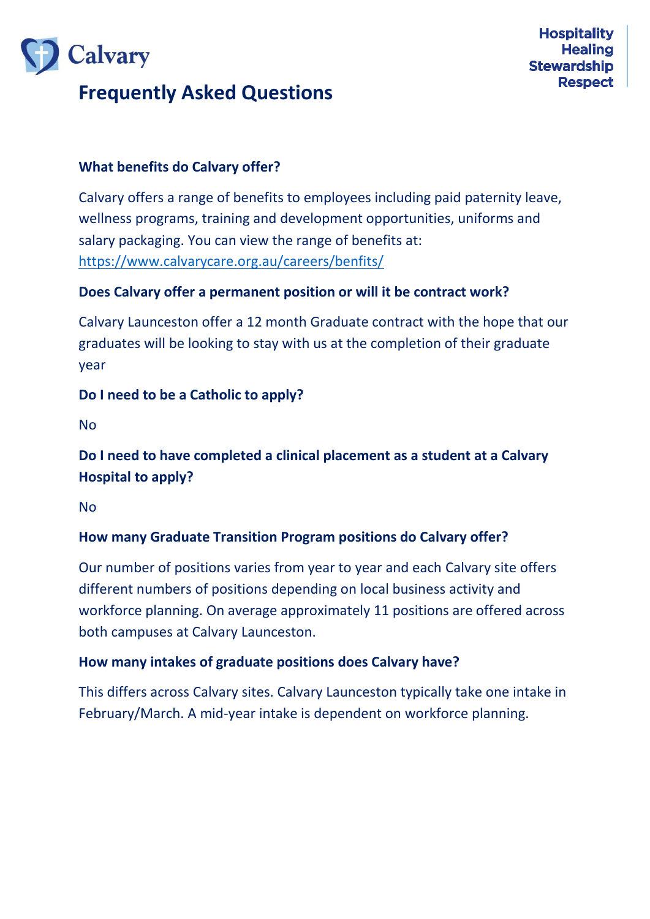# Frequently Asked Questions

**What benefits do Calvary offer?**

Calvary offers a range of benefits to employees including paid paternity leave, wellness programs, training and development opportunities, uniforms and salary packaging. You can view the range of benefits at: https://www.calvarycare.org.au/careers/benfits/

**Does Calvary offer a permanent position or will it be contract work?**

Calvary Launceston offer a 12 month Graduate contract with the hope that our graduates will be looking to stay with us at the completion of their graduate year

**Do I need to be a Catholic to apply?**

No

**Do I need to have completed a clinical placement as a student at a Calvary Hospital to apply?**

No

**How many Graduate Transition Program positions do Calvary offer?**

Our number of positions varies from year to year and each Calvary site offers different numbers of positions depending on local business activity and workforce planning. On average approximately 11 positions are offered across both campuses at Calvary Launceston.

**How many intakes of graduate positions does Calvary have?**

This differs across Calvary sites. Calvary Launceston typically take one intake in February/March. A mid-year intake is dependent on workforce planning.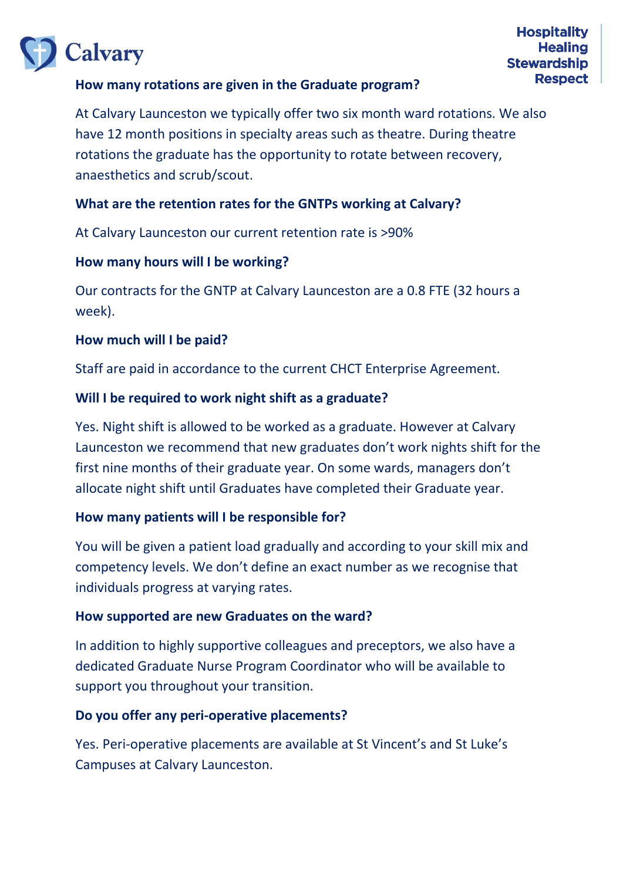### How many rotations are given in the Graduate program?

At Calvary Launceston we typically offer two six month ward rotations. We also have 12 month positions in specialty areas such as theatre. During theatre rotations the graduate has the opportunity to rotate between recovery, anaesthetics and scrub/scout.

### What are the retention rates for the GNTPs working at Calvary?

At Calvary Launceston our current retention rate is >90%

### How many hours will I be working?

Our contracts for the GNTP at Calvary Launceston are a 0.8 FTE (32 hours a week).

### How much will I be paid?

Staff are paid in accordance to the current CHCT Enterprise Agreement.

### Will I be required to work night shift as a graduate?

Yes. Night shift is allowed to be worked as a graduate. However at Calvary Launceston we recommend that new graduates don't work nights shift for the first nine months of their graduate year. On some wards, managers don't allocate night shift until Graduates have completed their Graduate year.

### How many patients will I be responsible for?

You will be given a patient load gradually and according to your skill mix and competency levels. We don't define an exact number as we recognise that individuals progress at varying rates.

### How supported are new Graduates on the ward?

In addition to highly supportive colleagues and preceptors, we also have a dedicated Graduate Nurse Program Coordinator who will be available to support you throughout your transition.

### Do you offer any peri-operative placements?

Yes. Peri-operative placements are available at St Vincent's and St Luke's Campuses at Calvary Launceston.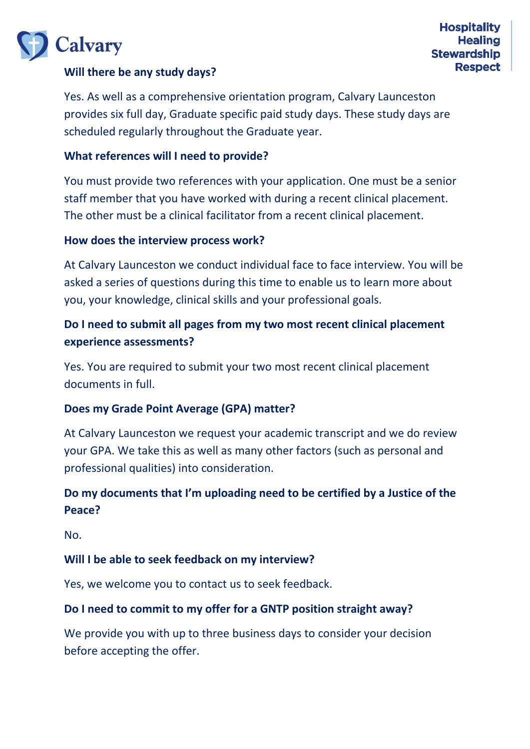**Will there be any study days?**

Yes. As well as a comprehensive orientation program, Calvary Launceston provides six full day, Graduate specific paid study days. These study days are scheduled regularly throughout the Graduate year.

**What references will I need to provide?**

You must provide two references with your application. One must be a senior staff member that you have worked with during a recent clinical placement. The other must be a clinical facilitator from a recent clinical placement.

**How does the interview process work?**

At Calvary Launceston we conduct individual face to face interview. You will be asked a series of questions during this time to enable us to learn more about you, your knowledge, clinical skills and your professional goals.

**Do I need to submit all pages from my two most recent clinical placement experience assessments?**

Yes. You are required to submit your two most recent clinical placement documents in full.

**Does my Grade Point Average (GPA) matter?**

At Calvary Launceston we request your academic transcript and we do review your GPA. We take this as well as many other factors (such as personal and professional qualities) into consideration.

**Do my documents that I'm uploading need to be certified by a Justice of the Peace?**

No.

**Will I be able to seek feedback on my interview?**

Yes, we welcome you to contact us to seek feedback.

**Do I need to commit to my offer for a GNTP position straight away?**

We provide you with up to three business days to consider your decision before accepting the offer.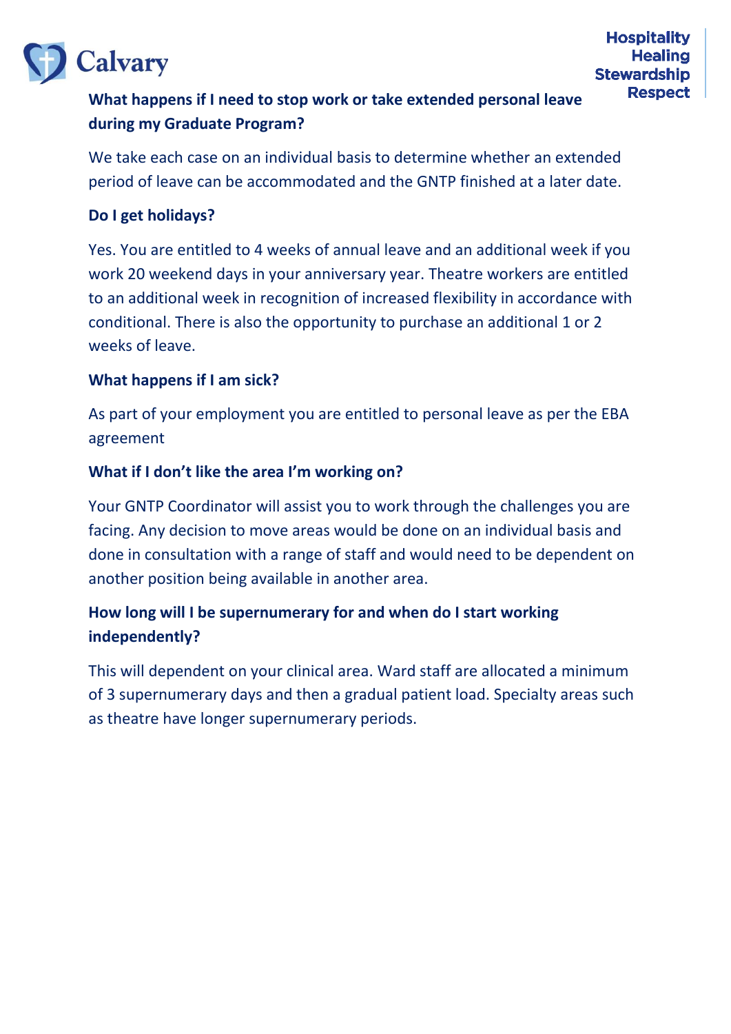**What happens if I need to stop work or take extended personal leave during my Graduate Program?**

We take each case on an individual basis to determine whether an extended period of leave can be accommodated and the GNTP finished at a later date.

**Do I get holidays?**

Yes. You are entitled to 4 weeks of annual leave and an additional week if you work 20 weekend days in your anniversary year. Theatre workers are entitled to an additional week in recognition of increased flexibility in accordance with conditional. There is also the opportunity to purchase an additional 1 or 2 weeks of leave.

**What happens if I am sick?**

As part of your employment you are entitled to personal leave as per the EBA agreement

**What if I don't like the area I'm working on?**

Your GNTP Coordinator will assist you to work through the challenges you are facing. Any decision to move areas would be done on an individual basis and done in consultation with a range of staff and would need to be dependent on another position being available in another area.

**How long will I be supernumerary for and when do I start working independently?**

This will dependent on your clinical area. Ward staff are allocated a minimum of 3 supernumerary days and then a gradual patient load. Specialty areas such as theatre have longer supernumerary periods.